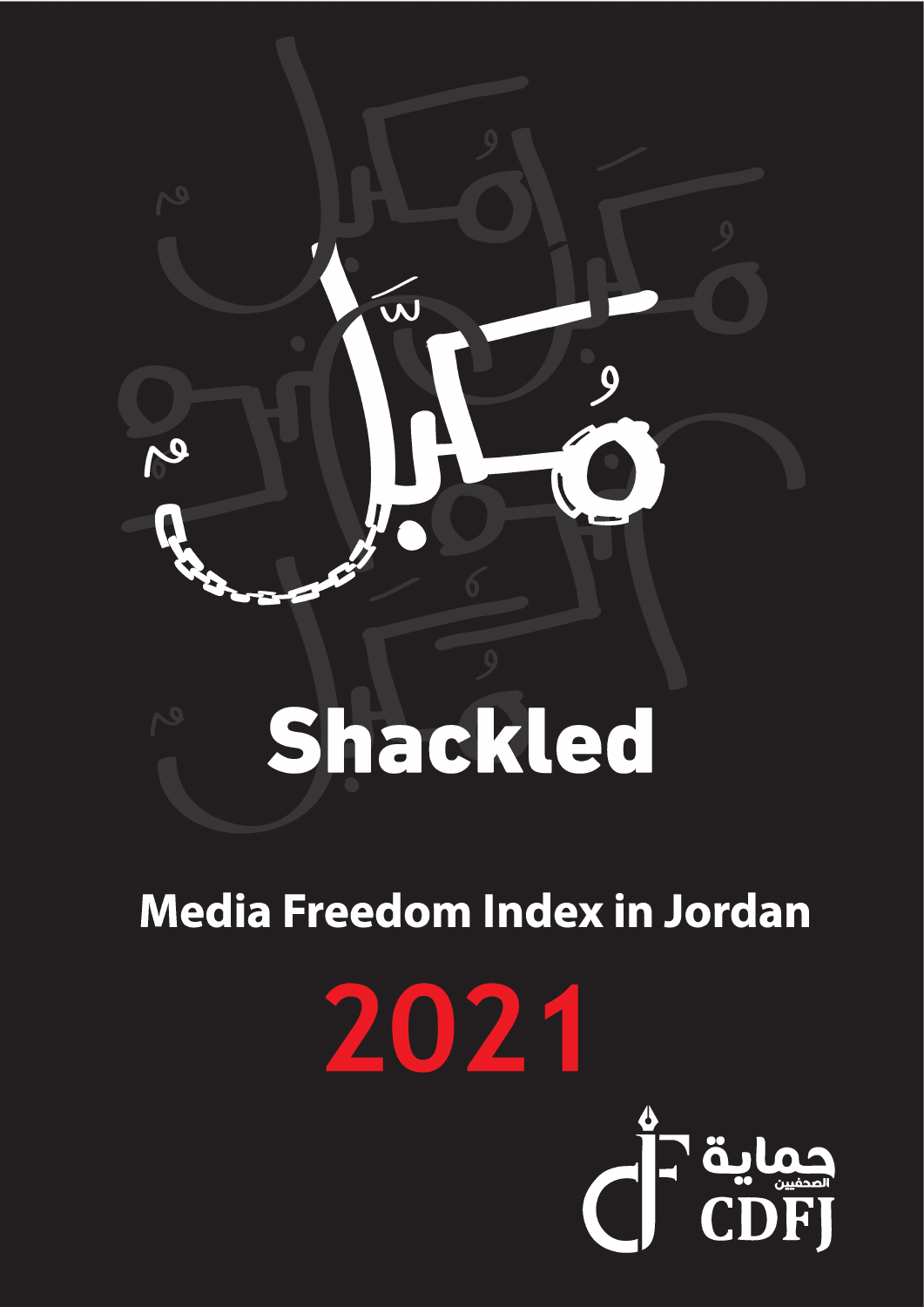# مُكبَّل

# Shackled

## Media Freedom Index in Jordan

# 2021

حماية الصحفيين

CDFJ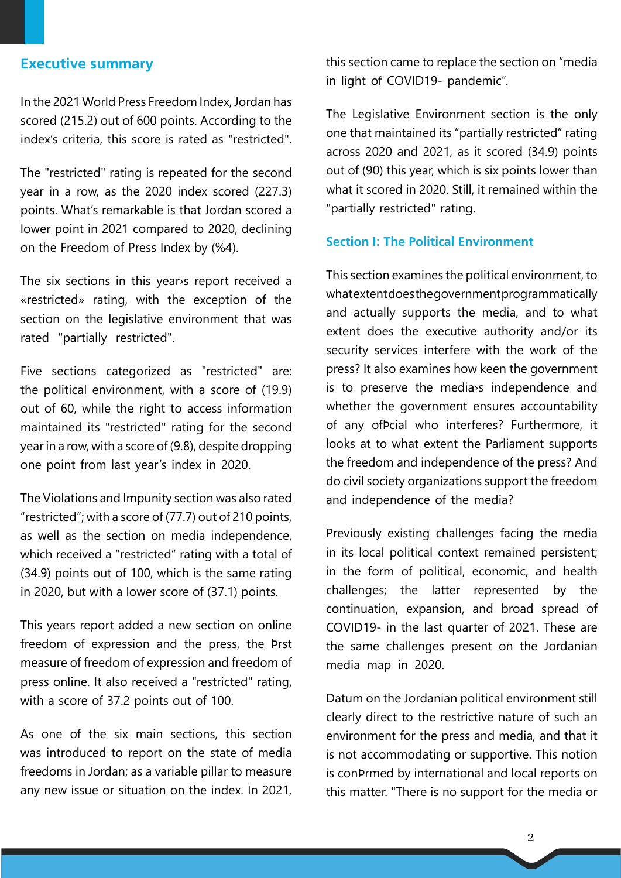## Executive summary

In the 2021 World Press Freedom Index, Jordan has scored (215.2) out of 600 points. According to the index's criteria, this score is rated as "restricted".

The "restricted" rating is repeated for the second year in a row, as the 2020 index scored (227.3) points. What's remarkable is that Jordan scored a lower point in 2021 compared to 2020, declining on the Freedom of Press Index by (%4).

The six sections in this year›s report received a «restricted» rating, with the exception of the section on the legislative environment that was rated "partially restricted".

Five sections categorized as "restricted" are: the political environment, with a score of (19.9) out of 60, while the right to access information maintained its "restricted" rating for the second year in a row, with a score of (9.8), despite dropping one point from last year's index in 2020.

The Violations and Impunity section was also rated "restricted"; with a score of (77.7) out of 210 points, as well as the section on media independence, which received a "restricted" rating with a total of (34.9) points out of 100, which is the same rating in 2020, but with a lower score of (37.1) points.

This years report added a new section on online freedom of expression and the press, the Þrst measure of freedom of expression and freedom of press online. It also received a "restricted" rating, with a score of 37.2 points out of 100.

As one of the six main sections, this section was introduced to report on the state of media freedoms in Jordan; as a variable pillar to measure any new issue or situation on the index. In 2021, this section came to replace the section on "media in light of COVID19- pandemic".

The Legislative Environment section is the only one that maintained its "partially restricted" rating across 2020 and 2021, as it scored (34.9) points out of (90) this year, which is six points lower than what it scored in 2020. Still, it remained within the "partially restricted" rating.

## Section I: The Political Environment

This section examines the political environment, to whatextentdoesthegovernmentprogrammatically and actually supports the media, and to what extent does the executive authority and/or its security services interfere with the work of the press? It also examines how keen the government is to preserve the media›s independence and whether the government ensures accountability of any ofÞcial who interferes? Furthermore, it looks at to what extent the Parliament supports the freedom and independence of the press? And do civil society organizations support the freedom and independence of the media?

Previously existing challenges facing the media in its local political context remained persistent; in the form of political, economic, and health challenges; the latter represented by the continuation, expansion, and broad spread of COVID19- in the last quarter of 2021. These are the same challenges present on the Jordanian media map in 2020.

Datum on the Jordanian political environment still clearly direct to the restrictive nature of such an environment for the press and media, and that it is not accommodating or supportive. This notion is conÞrmed by international and local reports on this matter. "There is no support for the media or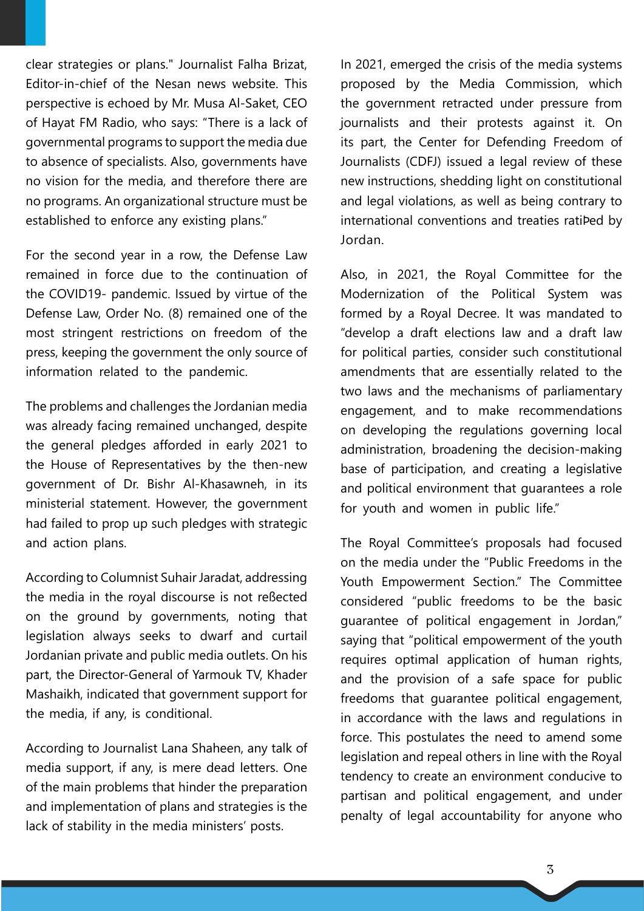clear strategies or plans." Journalist Falha Brizat, Editor-in-chief of the Nesan news website. This perspective is echoed by Mr. Musa Al-Saket, CEO of Hayat FM Radio, who says: "There is a lack of governmental programs to support the media due to absence of specialists. Also, governments have no vision for the media, and therefore there are no programs. An organizational structure must be established to enforce any existing plans."

For the second year in a row, the Defense Law remained in force due to the continuation of the COVID19- pandemic. Issued by virtue of the Defense Law, Order No. (8) remained one of the most stringent restrictions on freedom of the press, keeping the government the only source of information related to the pandemic.

The problems and challenges the Jordanian media was already facing remained unchanged, despite the general pledges afforded in early 2021 to the House of Representatives by the then-new government of Dr. Bishr Al-Khasawneh, in its ministerial statement. However, the government had failed to prop up such pledges with strategic and action plans.

According to Columnist Suhair Jaradat, addressing the media in the royal discourse is not reßected on the ground by governments, noting that legislation always seeks to dwarf and curtail Jordanian private and public media outlets. On his part, the Director-General of Yarmouk TV, Khader Mashaikh, indicated that government support for the media, if any, is conditional.

According to Journalist Lana Shaheen, any talk of media support, if any, is mere dead letters. One of the main problems that hinder the preparation and implementation of plans and strategies is the lack of stability in the media ministers' posts.

In 2021, emerged the crisis of the media systems proposed by the Media Commission, which the government retracted under pressure from journalists and their protests against it. On its part, the Center for Defending Freedom of Journalists (CDFJ) issued a legal review of these new instructions, shedding light on constitutional and legal violations, as well as being contrary to international conventions and treaties ratiÞed by Jordan.

Also, in 2021, the Royal Committee for the Modernization of the Political System was formed by a Royal Decree. It was mandated to "develop a draft elections law and a draft law for political parties, consider such constitutional amendments that are essentially related to the two laws and the mechanisms of parliamentary engagement, and to make recommendations on developing the regulations governing local administration, broadening the decision-making base of participation, and creating a legislative and political environment that guarantees a role for youth and women in public life."

The Royal Committee's proposals had focused on the media under the "Public Freedoms in the Youth Empowerment Section." The Committee considered "public freedoms to be the basic guarantee of political engagement in Jordan," saying that "political empowerment of the youth requires optimal application of human rights, and the provision of a safe space for public freedoms that guarantee political engagement, in accordance with the laws and regulations in force. This postulates the need to amend some legislation and repeal others in line with the Royal tendency to create an environment conducive to partisan and political engagement, and under penalty of legal accountability for anyone who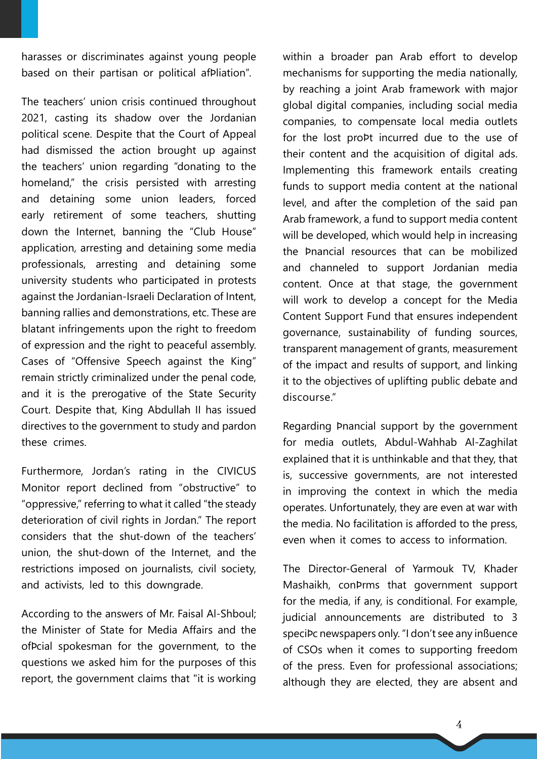harasses or discriminates against young people based on their partisan or political affiliation".

The teachers' union crisis continued throughout 2021, casting its shadow over the Jordanian political scene. Despite that the Court of Appeal had dismissed the action brought up against the teachers' union regarding "donating to the homeland," the crisis persisted with arresting and detaining some union leaders, forced early retirement of some teachers, shutting down the Internet, banning the "Club House" application, arresting and detaining some media professionals, arresting and detaining some university students who participated in protests against the Jordanian-Israeli Declaration of Intent, banning rallies and demonstrations, etc. These are blatant infringements upon the right to freedom of expression and the right to peaceful assembly. Cases of "Offensive Speech against the King" remain strictly criminalized under the penal code, and it is the prerogative of the State Security Court. Despite that, King Abdullah II has issued directives to the government to study and pardon these crimes.

Furthermore, Jordan's rating in the CIVICUS Monitor report declined from "obstructive" to "oppressive," referring to what it called "the steady deterioration of civil rights in Jordan." The report considers that the shut-down of the teachers' union, the shut-down of the Internet, and the restrictions imposed on journalists, civil society, and activists, led to this downgrade.

According to the answers of Mr. Faisal Al-Shboul; the Minister of State for Media Affairs and the official spokesman for the government, to the questions we asked him for the purposes of this report, the government claims that "it is working within a broader pan Arab effort to develop mechanisms for supporting the media nationally, by reaching a joint Arab framework with major global digital companies, including social media companies, to compensate local media outlets for the lost profit incurred due to the use of their content and the acquisition of digital ads. Implementing this framework entails creating funds to support media content at the national level, and after the completion of the said pan Arab framework, a fund to support media content will be developed, which would help in increasing the financial resources that can be mobilized and channeled to support Jordanian media content. Once at that stage, the government will work to develop a concept for the Media Content Support Fund that ensures independent governance, sustainability of funding sources, transparent management of grants, measurement of the impact and results of support, and linking it to the objectives of uplifting public debate and discourse."

Regarding financial support by the government for media outlets, Abdul-Wahhab Al-Zaghilat explained that it is unthinkable and that they, that is, successive governments, are not interested in improving the context in which the media operates. Unfortunately, they are even at war with the media. No facilitation is afforded to the press, even when it comes to access to information.

The Director-General of Yarmouk TV, Khader Mashaikh, confirms that government support for the media, if any, is conditional. For example, judicial announcements are distributed to 3 specific newspapers only. "I don't see any influence of CSOs when it comes to supporting freedom of the press. Even for professional associations; although they are elected, they are absent and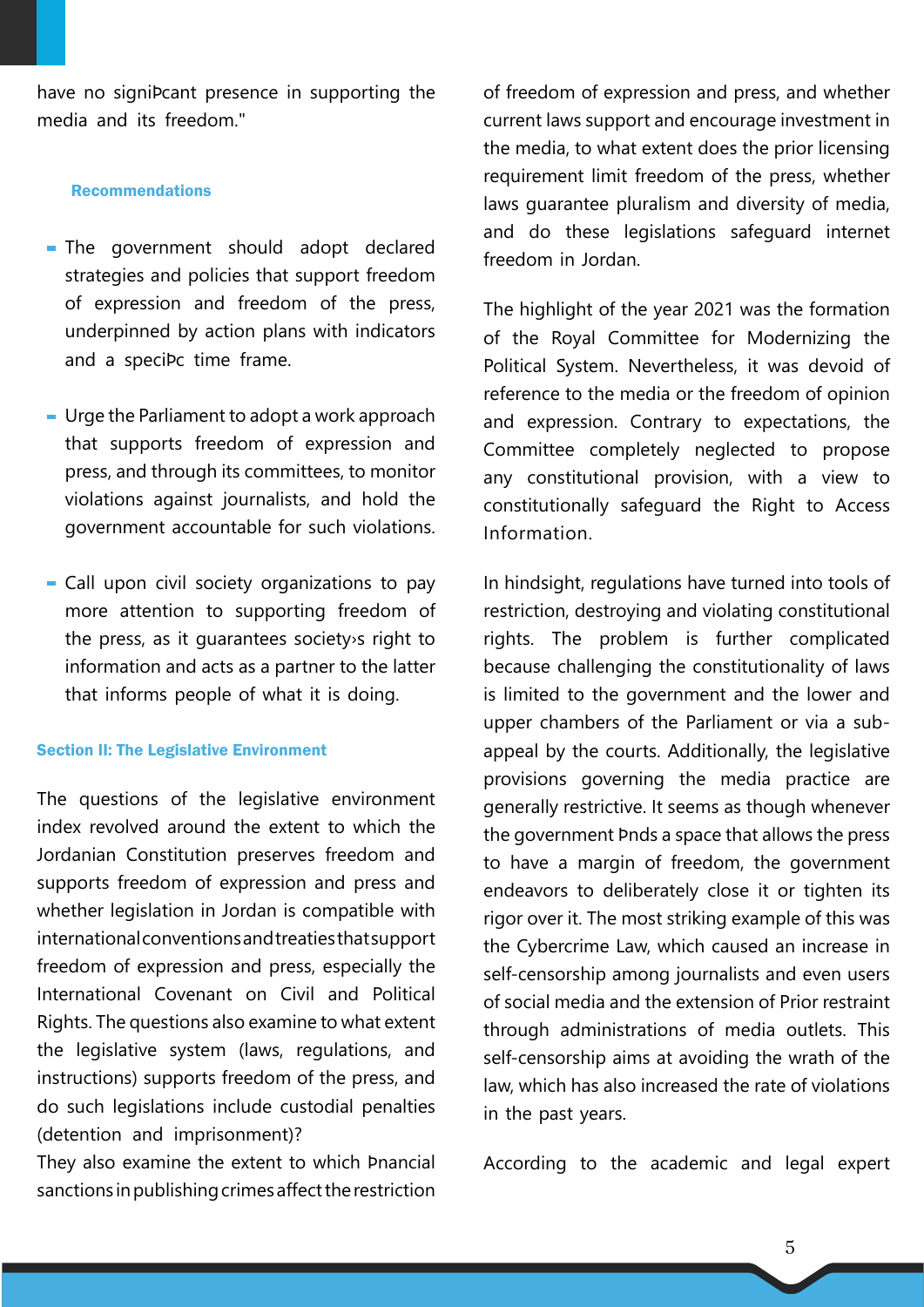have no signiÞcant presence in supporting the media and its freedom."

### Recommendations

- The government should adopt declared strategies and policies that support freedom of expression and freedom of the press, underpinned by action plans with indicators and a speciÞc time frame.
- Urge the Parliament to adopt a work approach that supports freedom of expression and press, and through its committees, to monitor violations against journalists, and hold the government accountable for such violations.
- Call upon civil society organizations to pay more attention to supporting freedom of the press, as it guarantees society›s right to information and acts as a partner to the latter that informs people of what it is doing.

## Section II: The Legislative Environment

The questions of the legislative environment index revolved around the extent to which the Jordanian Constitution preserves freedom and supports freedom of expression and press and whether legislation in Jordan is compatible with international conventions and treaties that support freedom of expression and press, especially the International Covenant on Civil and Political Rights. The questions also examine to what extent the legislative system (laws, regulations, and instructions) supports freedom of the press, and do such legislations include custodial penalties (detention and imprisonment)?

They also examine the extent to which Þnancial sanctions in publishing crimes affect the restriction of freedom of expression and press, and whether current laws support and encourage investment in the media, to what extent does the prior licensing requirement limit freedom of the press, whether laws guarantee pluralism and diversity of media, and do these legislations safeguard internet freedom in Jordan.

The highlight of the year 2021 was the formation of the Royal Committee for Modernizing the Political System. Nevertheless, it was devoid of reference to the media or the freedom of opinion and expression. Contrary to expectations, the Committee completely neglected to propose any constitutional provision, with a view to constitutionally safeguard the Right to Access Information.

In hindsight, regulations have turned into tools of restriction, destroying and violating constitutional rights. The problem is further complicated because challenging the constitutionality of laws is limited to the government and the lower and upper chambers of the Parliament or via a sub-appeal by the courts. Additionally, the legislative provisions governing the media practice are generally restrictive. It seems as though whenever the government Þnds a space that allows the press to have a margin of freedom, the government endeavors to deliberately close it or tighten its rigor over it. The most striking example of this was the Cybercrime Law, which caused an increase in self-censorship among journalists and even users of social media and the extension of Prior restraint through administrations of media outlets. This self-censorship aims at avoiding the wrath of the law, which has also increased the rate of violations in the past years.

According to the academic and legal expert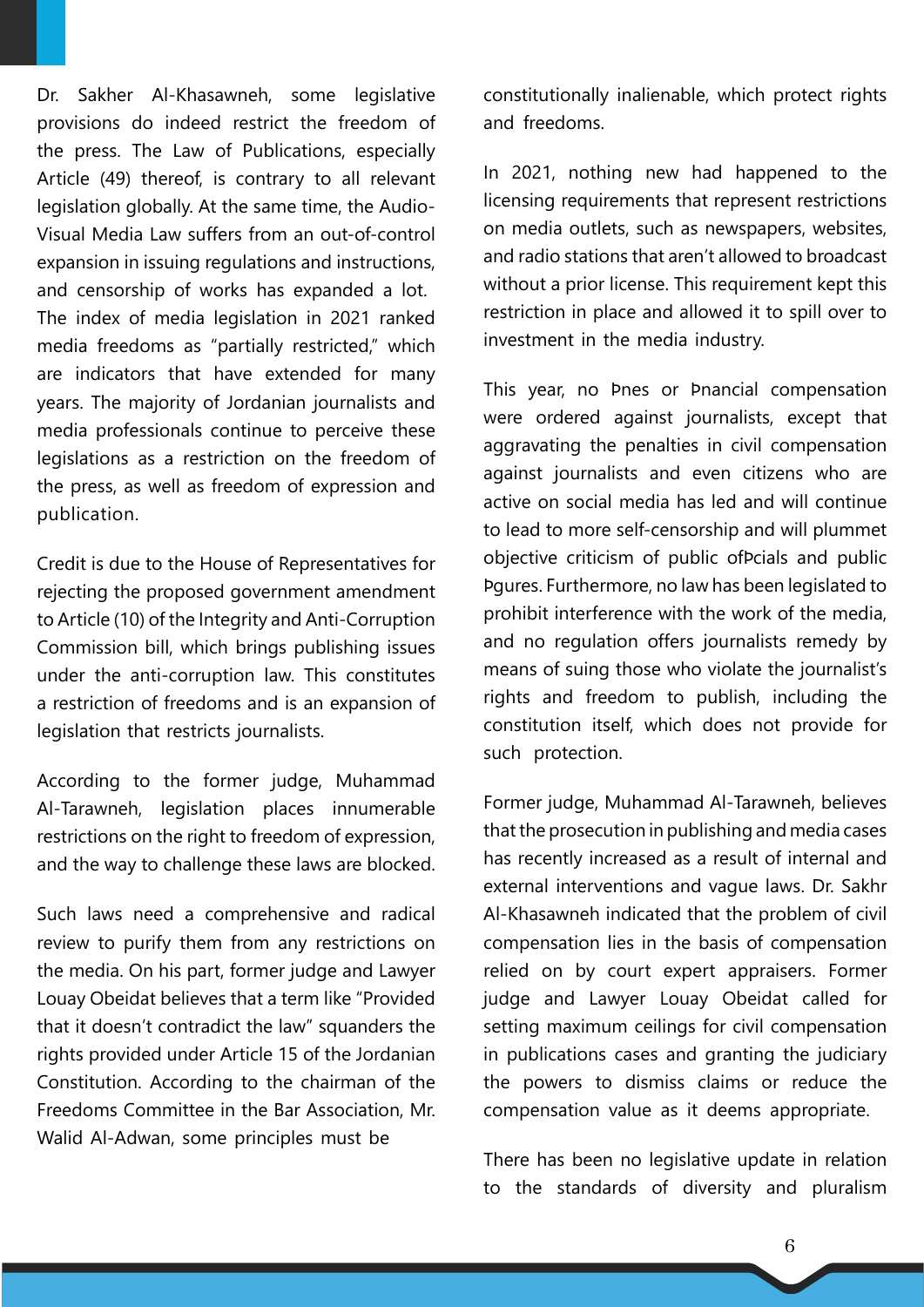Dr. Sakher Al-Khasawneh, some legislative provisions do indeed restrict the freedom of the press. The Law of Publications, especially Article (49) thereof, is contrary to all relevant legislation globally. At the same time, the Audio-Visual Media Law suffers from an out-of-control expansion in issuing regulations and instructions, and censorship of works has expanded a lot. The index of media legislation in 2021 ranked media freedoms as "partially restricted," which are indicators that have extended for many years. The majority of Jordanian journalists and media professionals continue to perceive these legislations as a restriction on the freedom of the press, as well as freedom of expression and publication.

Credit is due to the House of Representatives for rejecting the proposed government amendment to Article (10) of the Integrity and Anti-Corruption Commission bill, which brings publishing issues under the anti-corruption law. This constitutes a restriction of freedoms and is an expansion of legislation that restricts journalists.

According to the former judge, Muhammad Al-Tarawneh, legislation places innumerable restrictions on the right to freedom of expression, and the way to challenge these laws are blocked.

Such laws need a comprehensive and radical review to purify them from any restrictions on the media. On his part, former judge and Lawyer Louay Obeidat believes that a term like "Provided that it doesn't contradict the law" squanders the rights provided under Article 15 of the Jordanian Constitution. According to the chairman of the Freedoms Committee in the Bar Association, Mr. Walid Al-Adwan, some principles must be constitutionally inalienable, which protect rights and freedoms.

In 2021, nothing new had happened to the licensing requirements that represent restrictions on media outlets, such as newspapers, websites, and radio stations that aren't allowed to broadcast without a prior license. This requirement kept this restriction in place and allowed it to spill over to investment in the media industry.

This year, no fines or financial compensation were ordered against journalists, except that aggravating the penalties in civil compensation against journalists and even citizens who are active on social media has led and will continue to lead to more self-censorship and will plummet objective criticism of public officials and public figures. Furthermore, no law has been legislated to prohibit interference with the work of the media, and no regulation offers journalists remedy by means of suing those who violate the journalist's rights and freedom to publish, including the constitution itself, which does not provide for such protection.

Former judge, Muhammad Al-Tarawneh, believes that the prosecution in publishing and media cases has recently increased as a result of internal and external interventions and vague laws. Dr. Sakhr Al-Khasawneh indicated that the problem of civil compensation lies in the basis of compensation relied on by court expert appraisers. Former judge and Lawyer Louay Obeidat called for setting maximum ceilings for civil compensation in publications cases and granting the judiciary the powers to dismiss claims or reduce the compensation value as it deems appropriate.

There has been no legislative update in relation to the standards of diversity and pluralism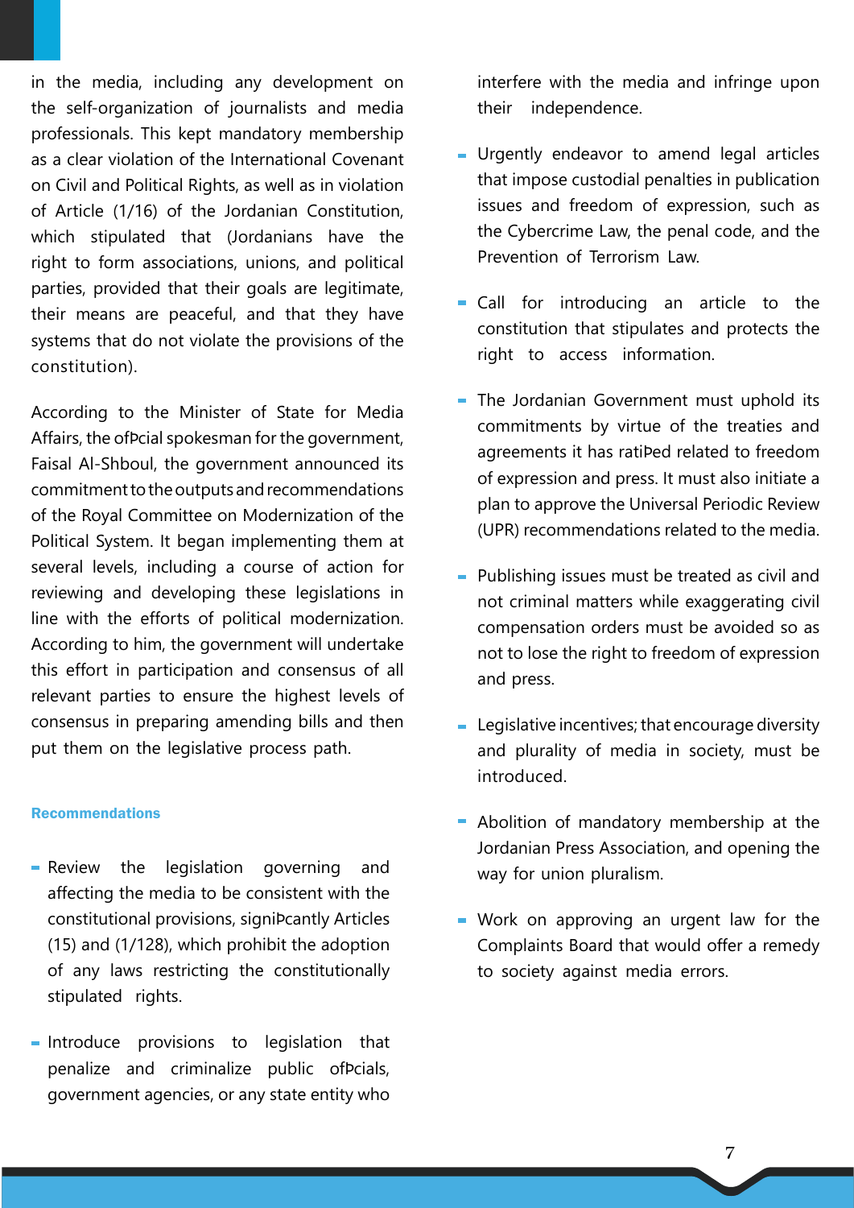in the media, including any development on the self-organization of journalists and media professionals. This kept mandatory membership as a clear violation of the International Covenant on Civil and Political Rights, as well as in violation of Article (1/16) of the Jordanian Constitution, which stipulated that (Jordanians have the right to form associations, unions, and political parties, provided that their goals are legitimate, their means are peaceful, and that they have systems that do not violate the provisions of the constitution).

According to the Minister of State for Media Affairs, the ofÞcial spokesman for the government, Faisal Al-Shboul, the government announced its commitment to the outputs and recommendations of the Royal Committee on Modernization of the Political System. It began implementing them at several levels, including a course of action for reviewing and developing these legislations in line with the efforts of political modernization. According to him, the government will undertake this effort in participation and consensus of all relevant parties to ensure the highest levels of consensus in preparing amending bills and then put them on the legislative process path.

**Recommendations**

- Review the legislation governing and affecting the media to be consistent with the constitutional provisions, signiÞcantly Articles (15) and (1/128), which prohibit the adoption of any laws restricting the constitutionally stipulated rights.
- Introduce provisions to legislation that penalize and criminalize public ofÞcials, government agencies, or any state entity who interfere with the media and infringe upon their independence.
- Urgently endeavor to amend legal articles that impose custodial penalties in publication issues and freedom of expression, such as the Cybercrime Law, the penal code, and the Prevention of Terrorism Law.
- Call for introducing an article to the constitution that stipulates and protects the right to access information.
- The Jordanian Government must uphold its commitments by virtue of the treaties and agreements it has ratiÞed related to freedom of expression and press. It must also initiate a plan to approve the Universal Periodic Review (UPR) recommendations related to the media.
- Publishing issues must be treated as civil and not criminal matters while exaggerating civil compensation orders must be avoided so as not to lose the right to freedom of expression and press.
- Legislative incentives; that encourage diversity and plurality of media in society, must be introduced.
- Abolition of mandatory membership at the Jordanian Press Association, and opening the way for union pluralism.
- Work on approving an urgent law for the Complaints Board that would offer a remedy to society against media errors.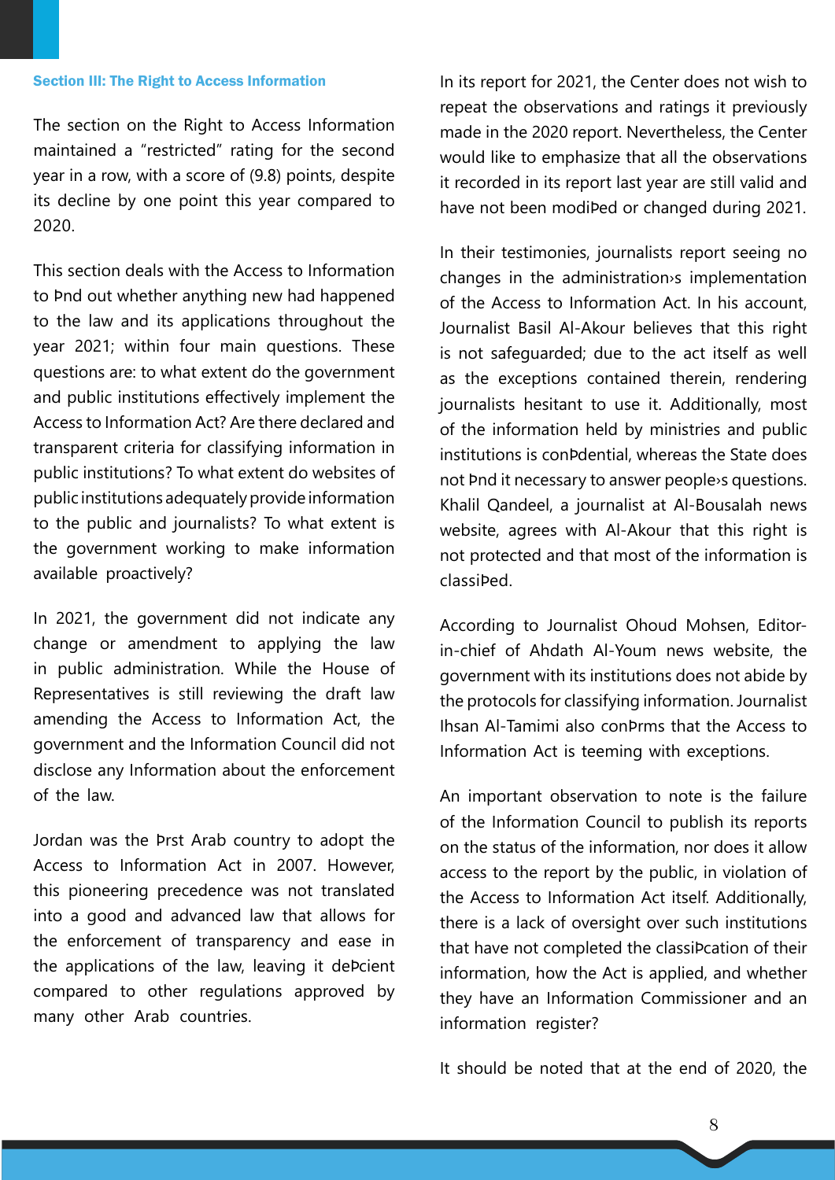### Section III: The Right to Access Information

The section on the Right to Access Information maintained a "restricted" rating for the second year in a row, with a score of (9.8) points, despite its decline by one point this year compared to 2020.

This section deals with the Access to Information to find out whether anything new had happened to the law and its applications throughout the year 2021; within four main questions. These questions are: to what extent do the government and public institutions effectively implement the Access to Information Act? Are there declared and transparent criteria for classifying information in public institutions? To what extent do websites of public institutions adequately provide information to the public and journalists? To what extent is the government working to make information available proactively?

In 2021, the government did not indicate any change or amendment to applying the law in public administration. While the House of Representatives is still reviewing the draft law amending the Access to Information Act, the government and the Information Council did not disclose any Information about the enforcement of the law.

Jordan was the first Arab country to adopt the Access to Information Act in 2007. However, this pioneering precedence was not translated into a good and advanced law that allows for the enforcement of transparency and ease in the applications of the law, leaving it deficient compared to other regulations approved by many other Arab countries.

In its report for 2021, the Center does not wish to repeat the observations and ratings it previously made in the 2020 report. Nevertheless, the Center would like to emphasize that all the observations it recorded in its report last year are still valid and have not been modified or changed during 2021.

In their testimonies, journalists report seeing no changes in the administration's implementation of the Access to Information Act. In his account, Journalist Basil Al-Akour believes that this right is not safeguarded; due to the act itself as well as the exceptions contained therein, rendering journalists hesitant to use it. Additionally, most of the information held by ministries and public institutions is confidential, whereas the State does not find it necessary to answer people's questions. Khalil Qandeel, a journalist at Al-Bousalah news website, agrees with Al-Akour that this right is not protected and that most of the information is classified.

According to Journalist Ohoud Mohsen, Editor-in-chief of Ahdath Al-Youm news website, the government with its institutions does not abide by the protocols for classifying information. Journalist Ihsan Al-Tamimi also confirms that the Access to Information Act is teeming with exceptions.

An important observation to note is the failure of the Information Council to publish its reports on the status of the information, nor does it allow access to the report by the public, in violation of the Access to Information Act itself. Additionally, there is a lack of oversight over such institutions that have not completed the classification of their information, how the Act is applied, and whether they have an Information Commissioner and an information register?

It should be noted that at the end of 2020, the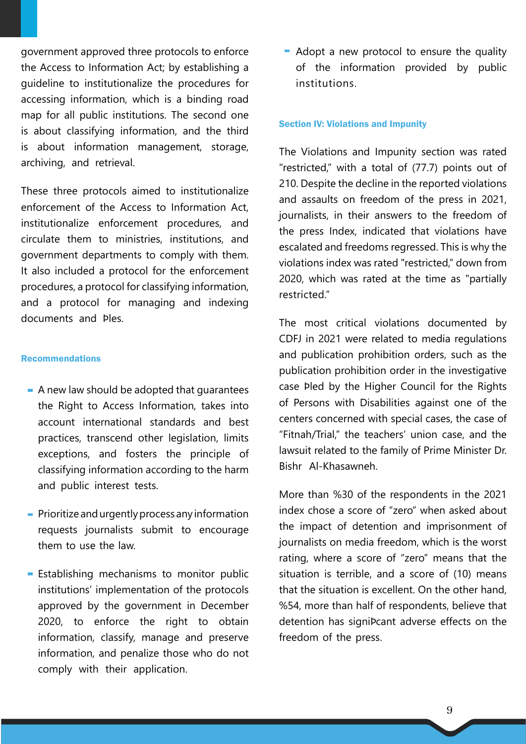government approved three protocols to enforce the Access to Information Act; by establishing a guideline to institutionalize the procedures for accessing information, which is a binding road map for all public institutions. The second one is about classifying information, and the third is about information management, storage, archiving, and retrieval.

These three protocols aimed to institutionalize enforcement of the Access to Information Act, institutionalize enforcement procedures, and circulate them to ministries, institutions, and government departments to comply with them. It also included a protocol for the enforcement procedures, a protocol for classifying information, and a protocol for managing and indexing documents and Þles.

### Recommendations

- A new law should be adopted that guarantees the Right to Access Information, takes into account international standards and best practices, transcend other legislation, limits exceptions, and fosters the principle of classifying information according to the harm and public interest tests.
- Prioritize and urgently process any information requests journalists submit to encourage them to use the law.
- Establishing mechanisms to monitor public institutions' implementation of the protocols approved by the government in December 2020, to enforce the right to obtain information, classify, manage and preserve information, and penalize those who do not comply with their application.
- Adopt a new protocol to ensure the quality of the information provided by public institutions.

### Section IV: Violations and Impunity

The Violations and Impunity section was rated "restricted," with a total of (77.7) points out of 210. Despite the decline in the reported violations and assaults on freedom of the press in 2021, journalists, in their answers to the freedom of the press Index, indicated that violations have escalated and freedoms regressed. This is why the violations index was rated "restricted," down from 2020, which was rated at the time as "partially restricted."

The most critical violations documented by CDFJ in 2021 were related to media regulations and publication prohibition orders, such as the publication prohibition order in the investigative case Þled by the Higher Council for the Rights of Persons with Disabilities against one of the centers concerned with special cases, the case of "Fitnah/Trial," the teachers' union case, and the lawsuit related to the family of Prime Minister Dr. Bishr Al-Khasawneh.

More than %30 of the respondents in the 2021 index chose a score of "zero" when asked about the impact of detention and imprisonment of journalists on media freedom, which is the worst rating, where a score of "zero" means that the situation is terrible, and a score of (10) means that the situation is excellent. On the other hand, %54, more than half of respondents, believe that detention has signiÞcant adverse effects on the freedom of the press.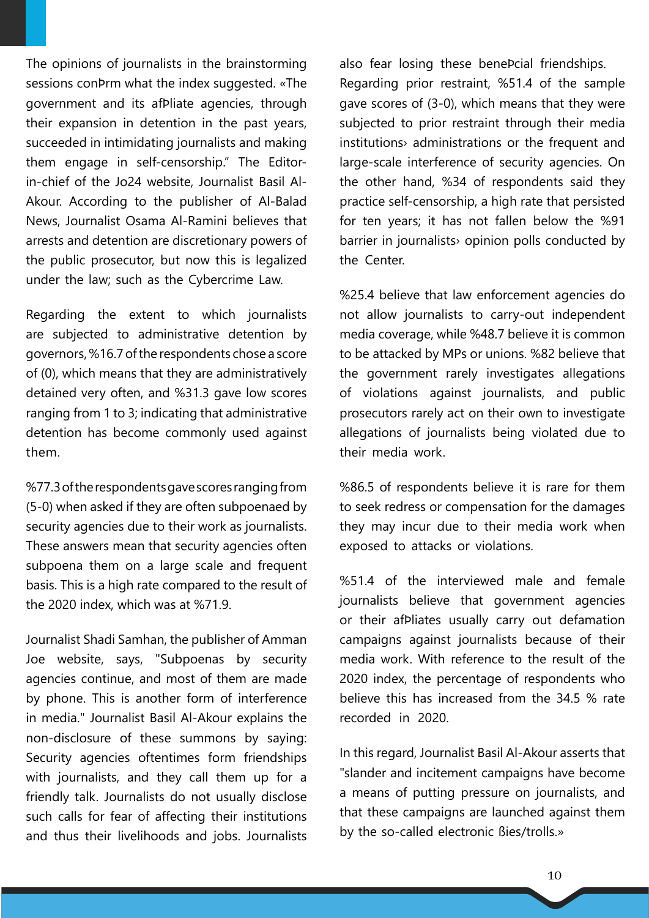The opinions of journalists in the brainstorming sessions conÞrm what the index suggested. «The government and its afÞliate agencies, through their expansion in detention in the past years, succeeded in intimidating journalists and making them engage in self-censorship." The Editor-in-chief of the Jo24 website, Journalist Basil Al-Akour. According to the publisher of Al-Balad News, Journalist Osama Al-Ramini believes that arrests and detention are discretionary powers of the public prosecutor, but now this is legalized under the law; such as the Cybercrime Law.

Regarding the extent to which journalists are subjected to administrative detention by governors, %16.7 of the respondents chose a score of (0), which means that they are administratively detained very often, and %31.3 gave low scores ranging from 1 to 3; indicating that administrative detention has become commonly used against them.

%77.3 of the respondents gave scores ranging from (5-0) when asked if they are often subpoenaed by security agencies due to their work as journalists. These answers mean that security agencies often subpoena them on a large scale and frequent basis. This is a high rate compared to the result of the 2020 index, which was at %71.9.

Journalist Shadi Samhan, the publisher of Amman Joe website, says, "Subpoenas by security agencies continue, and most of them are made by phone. This is another form of interference in media." Journalist Basil Al-Akour explains the non-disclosure of these summons by saying: Security agencies oftentimes form friendships with journalists, and they call them up for a friendly talk. Journalists do not usually disclose such calls for fear of affecting their institutions and thus their livelihoods and jobs. Journalists also fear losing these beneÞcial friendships.

Regarding prior restraint, %51.4 of the sample gave scores of (3-0), which means that they were subjected to prior restraint through their media institutions› administrations or the frequent and large-scale interference of security agencies. On the other hand, %34 of respondents said they practice self-censorship, a high rate that persisted for ten years; it has not fallen below the %91 barrier in journalists› opinion polls conducted by the Center.

%25.4 believe that law enforcement agencies do not allow journalists to carry-out independent media coverage, while %48.7 believe it is common to be attacked by MPs or unions. %82 believe that the government rarely investigates allegations of violations against journalists, and public prosecutors rarely act on their own to investigate allegations of journalists being violated due to their media work.

%86.5 of respondents believe it is rare for them to seek redress or compensation for the damages they may incur due to their media work when exposed to attacks or violations.

%51.4 of the interviewed male and female journalists believe that government agencies or their afÞliates usually carry out defamation campaigns against journalists because of their media work. With reference to the result of the 2020 index, the percentage of respondents who believe this has increased from the 34.5 % rate recorded in 2020.

In this regard, Journalist Basil Al-Akour asserts that "slander and incitement campaigns have become a means of putting pressure on journalists, and that these campaigns are launched against them by the so-called electronic ßies/trolls.»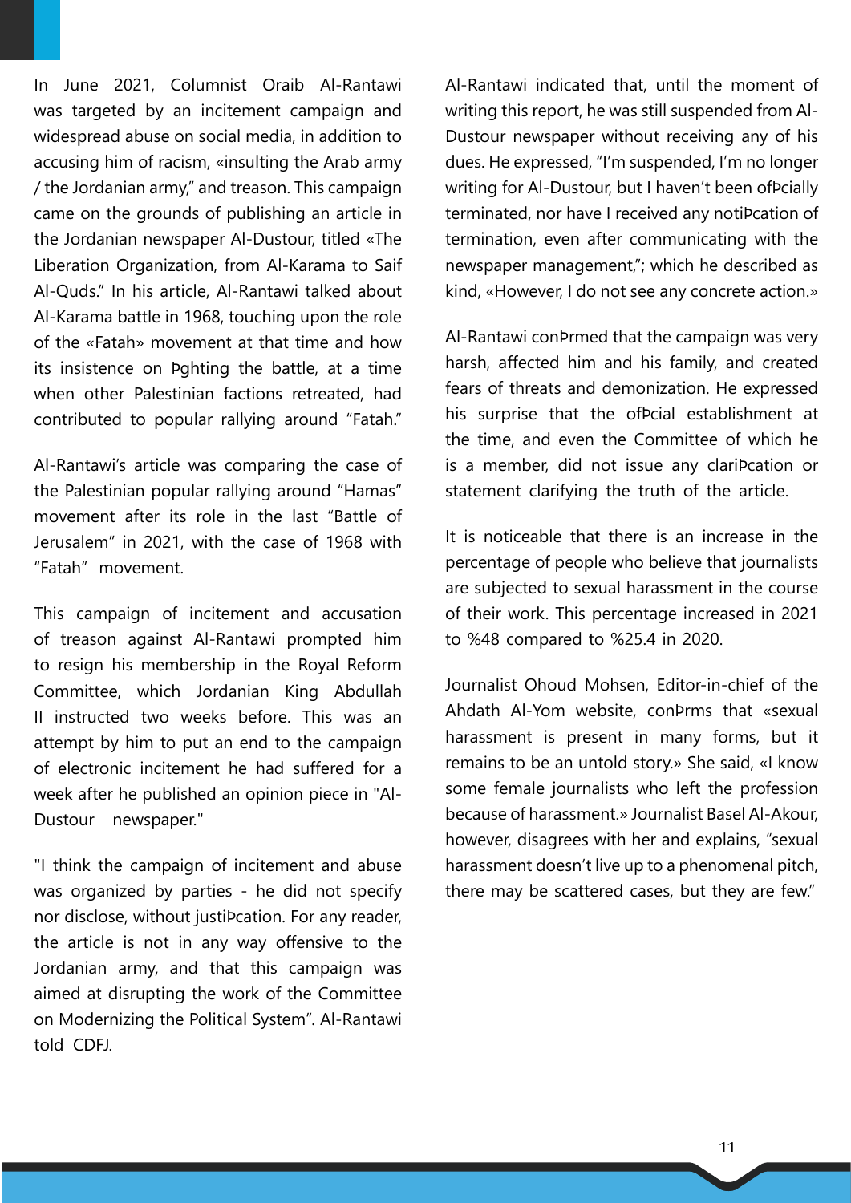In June 2021, Columnist Oraib Al-Rantawi was targeted by an incitement campaign and widespread abuse on social media, in addition to accusing him of racism, «insulting the Arab army / the Jordanian army," and treason. This campaign came on the grounds of publishing an article in the Jordanian newspaper Al-Dustour, titled «The Liberation Organization, from Al-Karama to Saif Al-Quds." In his article, Al-Rantawi talked about Al-Karama battle in 1968, touching upon the role of the «Fatah» movement at that time and how its insistence on fighting the battle, at a time when other Palestinian factions retreated, had contributed to popular rallying around "Fatah."

Al-Rantawi's article was comparing the case of the Palestinian popular rallying around "Hamas" movement after its role in the last "Battle of Jerusalem" in 2021, with the case of 1968 with "Fatah" movement.

This campaign of incitement and accusation of treason against Al-Rantawi prompted him to resign his membership in the Royal Reform Committee, which Jordanian King Abdullah II instructed two weeks before. This was an attempt by him to put an end to the campaign of electronic incitement he had suffered for a week after he published an opinion piece in "Al-Dustour newspaper."

"I think the campaign of incitement and abuse was organized by parties - he did not specify nor disclose, without justification. For any reader, the article is not in any way offensive to the Jordanian army, and that this campaign was aimed at disrupting the work of the Committee on Modernizing the Political System". Al-Rantawi told CDFJ.

Al-Rantawi indicated that, until the moment of writing this report, he was still suspended from Al-Dustour newspaper without receiving any of his dues. He expressed, "I'm suspended, I'm no longer writing for Al-Dustour, but I haven't been officially terminated, nor have I received any notification of termination, even after communicating with the newspaper management,"; which he described as kind, «However, I do not see any concrete action.»

Al-Rantawi confirmed that the campaign was very harsh, affected him and his family, and created fears of threats and demonization. He expressed his surprise that the official establishment at the time, and even the Committee of which he is a member, did not issue any clarification or statement clarifying the truth of the article.

It is noticeable that there is an increase in the percentage of people who believe that journalists are subjected to sexual harassment in the course of their work. This percentage increased in 2021 to %48 compared to %25.4 in 2020.

Journalist Ohoud Mohsen, Editor-in-chief of the Ahdath Al-Yom website, confirms that «sexual harassment is present in many forms, but it remains to be an untold story.» She said, «I know some female journalists who left the profession because of harassment.» Journalist Basel Al-Akour, however, disagrees with her and explains, "sexual harassment doesn't live up to a phenomenal pitch, there may be scattered cases, but they are few."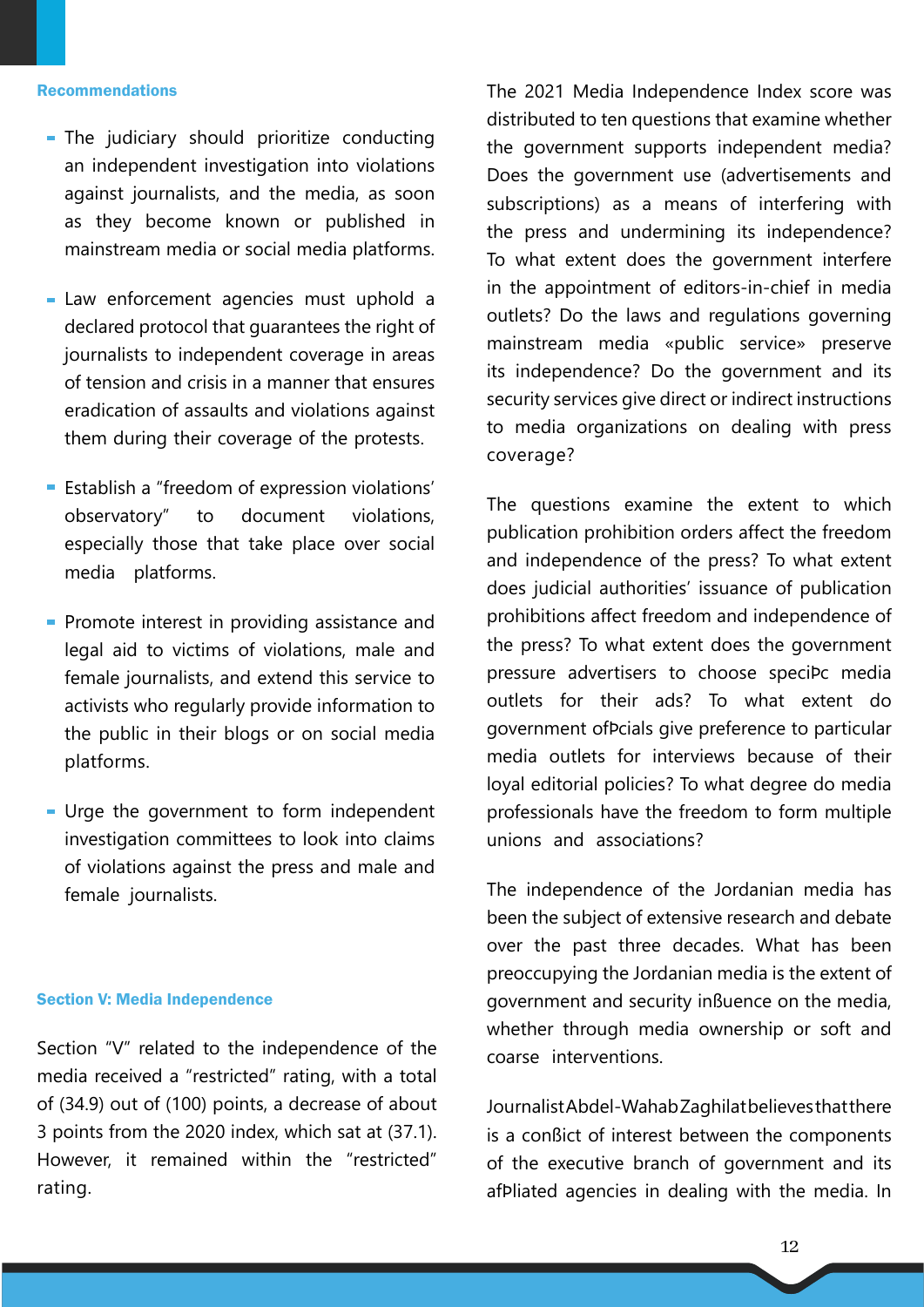### Recommendations

- The judiciary should prioritize conducting an independent investigation into violations against journalists, and the media, as soon as they become known or published in mainstream media or social media platforms.
- Law enforcement agencies must uphold a declared protocol that guarantees the right of journalists to independent coverage in areas of tension and crisis in a manner that ensures eradication of assaults and violations against them during their coverage of the protests.
- Establish a "freedom of expression violations' observatory" to document violations, especially those that take place over social media platforms.
- Promote interest in providing assistance and legal aid to victims of violations, male and female journalists, and extend this service to activists who regularly provide information to the public in their blogs or on social media platforms.
- Urge the government to form independent investigation committees to look into claims of violations against the press and male and female journalists.

### Section V: Media Independence

Section "V" related to the independence of the media received a "restricted" rating, with a total of (34.9) out of (100) points, a decrease of about 3 points from the 2020 index, which sat at (37.1). However, it remained within the "restricted" rating.

The 2021 Media Independence Index score was distributed to ten questions that examine whether the government supports independent media? Does the government use (advertisements and subscriptions) as a means of interfering with the press and undermining its independence? To what extent does the government interfere in the appointment of editors-in-chief in media outlets? Do the laws and regulations governing mainstream media «public service» preserve its independence? Do the government and its security services give direct or indirect instructions to media organizations on dealing with press coverage?

The questions examine the extent to which publication prohibition orders affect the freedom and independence of the press? To what extent does judicial authorities' issuance of publication prohibitions affect freedom and independence of the press? To what extent does the government pressure advertisers to choose specific media outlets for their ads? To what extent do government officials give preference to particular media outlets for interviews because of their loyal editorial policies? To what degree do media professionals have the freedom to form multiple unions and associations?

The independence of the Jordanian media has been the subject of extensive research and debate over the past three decades. What has been preoccupying the Jordanian media is the extent of government and security influence on the media, whether through media ownership or soft and coarse interventions.

Journalist Abdel-Wahab Zaghilat believes that there is a conflict of interest between the components of the executive branch of government and its affiliated agencies in dealing with the media. In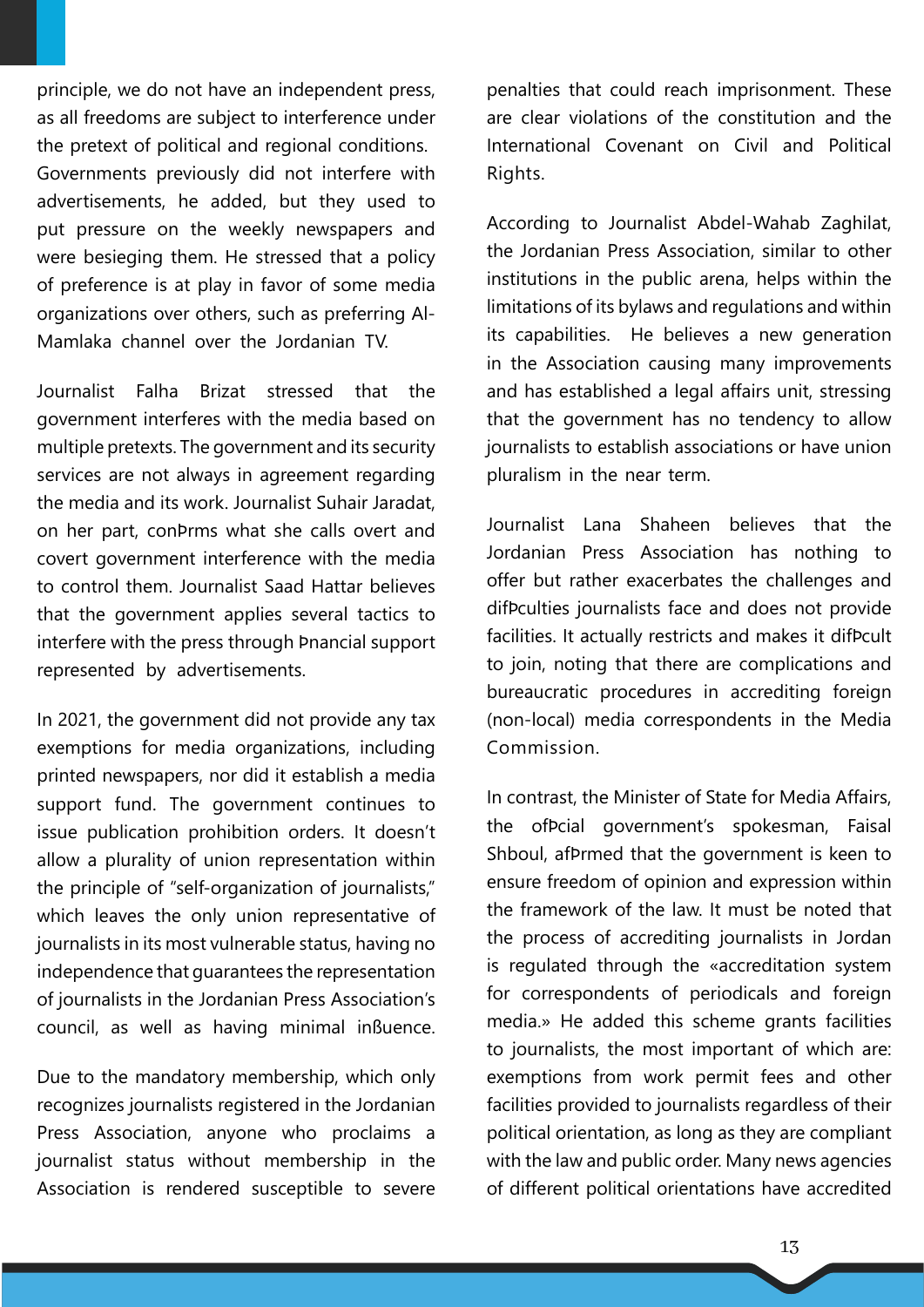principle, we do not have an independent press, as all freedoms are subject to interference under the pretext of political and regional conditions. Governments previously did not interfere with advertisements, he added, but they used to put pressure on the weekly newspapers and were besieging them. He stressed that a policy of preference is at play in favor of some media organizations over others, such as preferring Al-Mamlaka channel over the Jordanian TV.

Journalist Falha Brizat stressed that the government interferes with the media based on multiple pretexts. The government and its security services are not always in agreement regarding the media and its work. Journalist Suhair Jaradat, on her part, confirms what she calls overt and covert government interference with the media to control them. Journalist Saad Hattar believes that the government applies several tactics to interfere with the press through financial support represented by advertisements.

In 2021, the government did not provide any tax exemptions for media organizations, including printed newspapers, nor did it establish a media support fund. The government continues to issue publication prohibition orders. It doesn't allow a plurality of union representation within the principle of "self-organization of journalists," which leaves the only union representative of journalists in its most vulnerable status, having no independence that guarantees the representation of journalists in the Jordanian Press Association's council, as well as having minimal influence.

Due to the mandatory membership, which only recognizes journalists registered in the Jordanian Press Association, anyone who proclaims a journalist status without membership in the Association is rendered susceptible to severe penalties that could reach imprisonment. These are clear violations of the constitution and the International Covenant on Civil and Political Rights.

According to Journalist Abdel-Wahab Zaghilat, the Jordanian Press Association, similar to other institutions in the public arena, helps within the limitations of its bylaws and regulations and within its capabilities. He believes a new generation in the Association causing many improvements and has established a legal affairs unit, stressing that the government has no tendency to allow journalists to establish associations or have union pluralism in the near term.

Journalist Lana Shaheen believes that the Jordanian Press Association has nothing to offer but rather exacerbates the challenges and difficulties journalists face and does not provide facilities. It actually restricts and makes it difficult to join, noting that there are complications and bureaucratic procedures in accrediting foreign (non-local) media correspondents in the Media Commission.

In contrast, the Minister of State for Media Affairs, the official government's spokesman, Faisal Shboul, affirmed that the government is keen to ensure freedom of opinion and expression within the framework of the law. It must be noted that the process of accrediting journalists in Jordan is regulated through the «accreditation system for correspondents of periodicals and foreign media.» He added this scheme grants facilities to journalists, the most important of which are: exemptions from work permit fees and other facilities provided to journalists regardless of their political orientation, as long as they are compliant with the law and public order. Many news agencies of different political orientations have accredited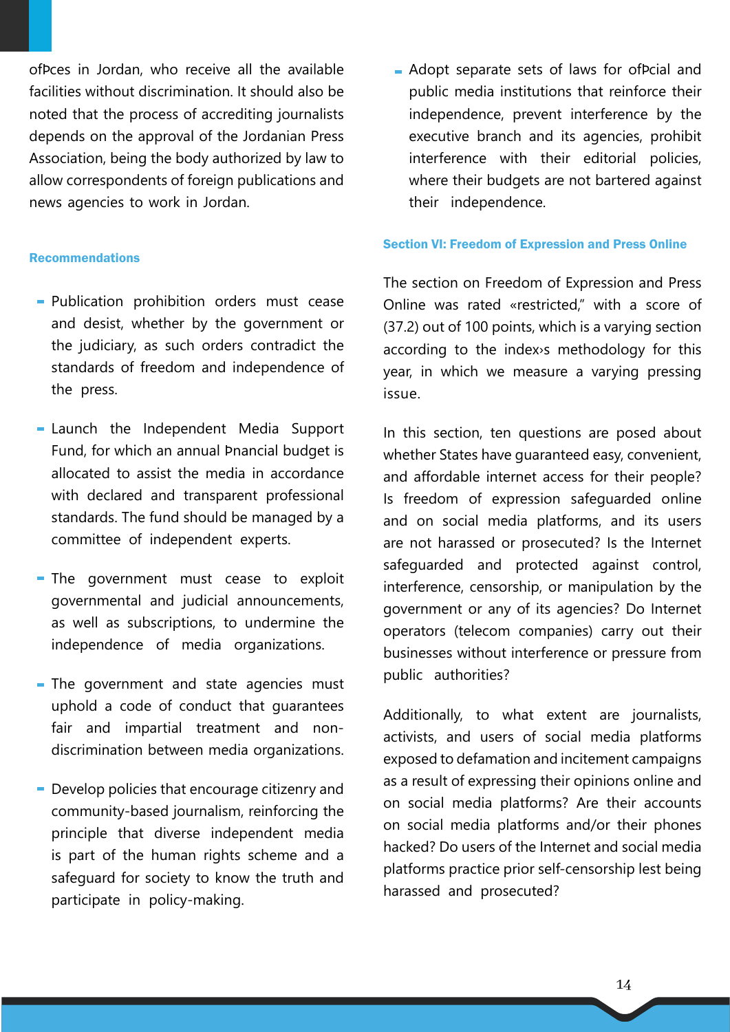ofÞces in Jordan, who receive all the available facilities without discrimination. It should also be noted that the process of accrediting journalists depends on the approval of the Jordanian Press Association, being the body authorized by law to allow correspondents of foreign publications and news agencies to work in Jordan.

### Recommendations

- Publication prohibition orders must cease and desist, whether by the government or the judiciary, as such orders contradict the standards of freedom and independence of the press.
- Launch the Independent Media Support Fund, for which an annual Þnancial budget is allocated to assist the media in accordance with declared and transparent professional standards. The fund should be managed by a committee of independent experts.
- The government must cease to exploit governmental and judicial announcements, as well as subscriptions, to undermine the independence of media organizations.
- The government and state agencies must uphold a code of conduct that guarantees fair and impartial treatment and non-discrimination between media organizations.
- Develop policies that encourage citizenry and community-based journalism, reinforcing the principle that diverse independent media is part of the human rights scheme and a safeguard for society to know the truth and participate in policy-making.
- Adopt separate sets of laws for ofÞcial and public media institutions that reinforce their independence, prevent interference by the executive branch and its agencies, prohibit interference with their editorial policies, where their budgets are not bartered against their independence.

### Section VI: Freedom of Expression and Press Online

The section on Freedom of Expression and Press Online was rated «restricted," with a score of (37.2) out of 100 points, which is a varying section according to the index›s methodology for this year, in which we measure a varying pressing issue.

In this section, ten questions are posed about whether States have guaranteed easy, convenient, and affordable internet access for their people? Is freedom of expression safeguarded online and on social media platforms, and its users are not harassed or prosecuted? Is the Internet safeguarded and protected against control, interference, censorship, or manipulation by the government or any of its agencies? Do Internet operators (telecom companies) carry out their businesses without interference or pressure from public authorities?

Additionally, to what extent are journalists, activists, and users of social media platforms exposed to defamation and incitement campaigns as a result of expressing their opinions online and on social media platforms? Are their accounts on social media platforms and/or their phones hacked? Do users of the Internet and social media platforms practice prior self-censorship lest being harassed and prosecuted?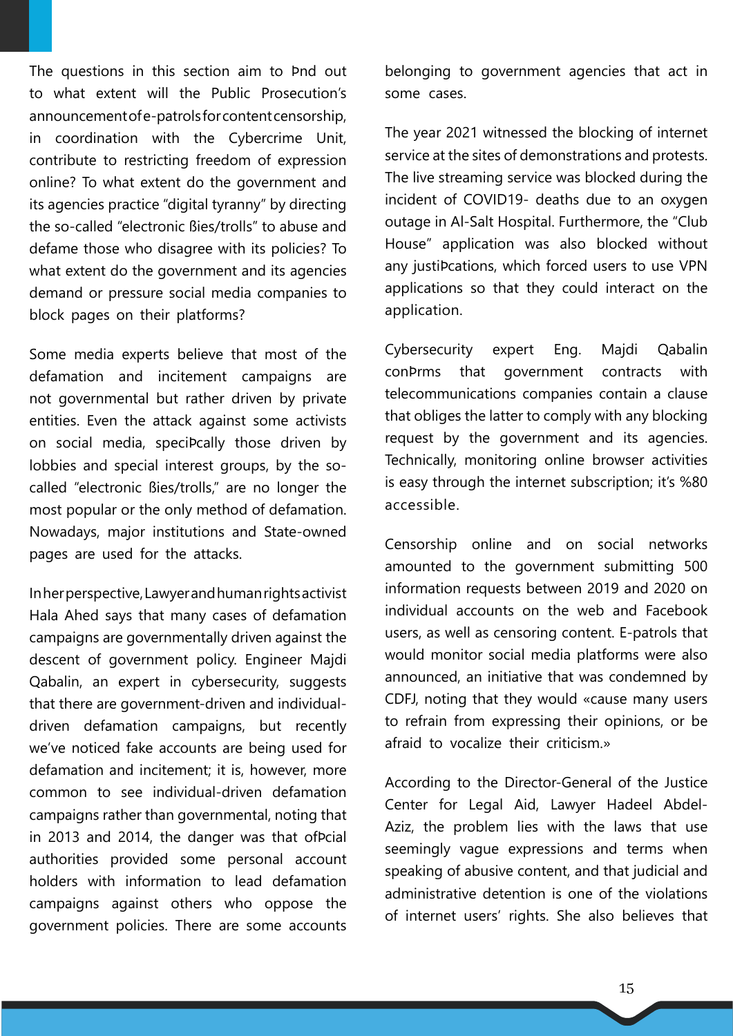The questions in this section aim to Þnd out to what extent will the Public Prosecution's announcement of e-patrols for content censorship, in coordination with the Cybercrime Unit, contribute to restricting freedom of expression online? To what extent do the government and its agencies practice "digital tyranny" by directing the so-called "electronic ßies/trolls" to abuse and defame those who disagree with its policies? To what extent do the government and its agencies demand or pressure social media companies to block pages on their platforms?

Some media experts believe that most of the defamation and incitement campaigns are not governmental but rather driven by private entities. Even the attack against some activists on social media, speciÞcally those driven by lobbies and special interest groups, by the so-called "electronic ßies/trolls," are no longer the most popular or the only method of defamation. Nowadays, major institutions and State-owned pages are used for the attacks.

In her perspective, Lawyer and human rights activist Hala Ahed says that many cases of defamation campaigns are governmentally driven against the descent of government policy. Engineer Majdi Qabalin, an expert in cybersecurity, suggests that there are government-driven and individual-driven defamation campaigns, but recently we've noticed fake accounts are being used for defamation and incitement; it is, however, more common to see individual-driven defamation campaigns rather than governmental, noting that in 2013 and 2014, the danger was that ofÞcial authorities provided some personal account holders with information to lead defamation campaigns against others who oppose the government policies. There are some accounts belonging to government agencies that act in some cases.

The year 2021 witnessed the blocking of internet service at the sites of demonstrations and protests. The live streaming service was blocked during the incident of COVID19- deaths due to an oxygen outage in Al-Salt Hospital. Furthermore, the "Club House" application was also blocked without any justiÞcations, which forced users to use VPN applications so that they could interact on the application.

Cybersecurity expert Eng. Majdi Qabalin conÞrms that government contracts with telecommunications companies contain a clause that obliges the latter to comply with any blocking request by the government and its agencies. Technically, monitoring online browser activities is easy through the internet subscription; it's %80 accessible.

Censorship online and on social networks amounted to the government submitting 500 information requests between 2019 and 2020 on individual accounts on the web and Facebook users, as well as censoring content. E-patrols that would monitor social media platforms were also announced, an initiative that was condemned by CDFJ, noting that they would «cause many users to refrain from expressing their opinions, or be afraid to vocalize their criticism.»

According to the Director-General of the Justice Center for Legal Aid, Lawyer Hadeel Abdel-Aziz, the problem lies with the laws that use seemingly vague expressions and terms when speaking of abusive content, and that judicial and administrative detention is one of the violations of internet users' rights. She also believes that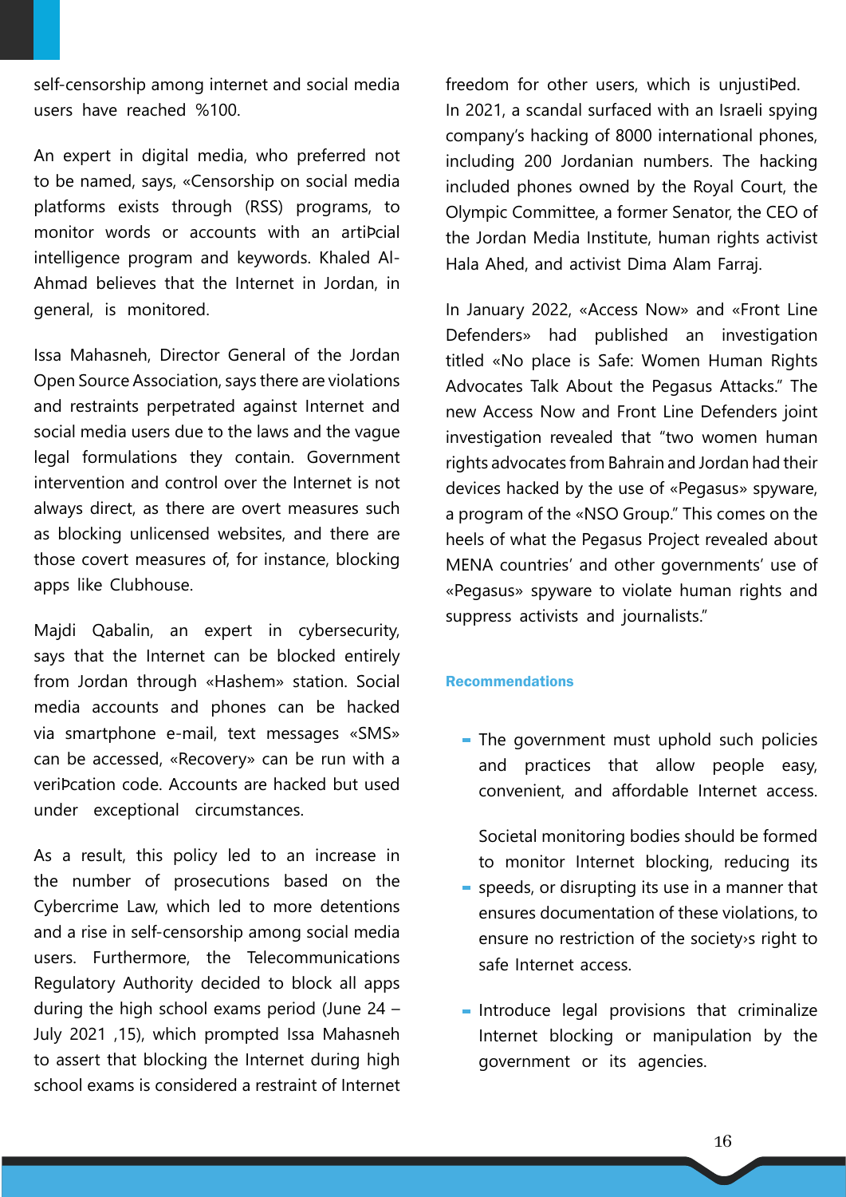self-censorship among internet and social media users have reached %100.

An expert in digital media, who preferred not to be named, says, «Censorship on social media platforms exists through (RSS) programs, to monitor words or accounts with an artiÞcial intelligence program and keywords. Khaled Al-Ahmad believes that the Internet in Jordan, in general, is monitored.

Issa Mahasneh, Director General of the Jordan Open Source Association, says there are violations and restraints perpetrated against Internet and social media users due to the laws and the vague legal formulations they contain. Government intervention and control over the Internet is not always direct, as there are overt measures such as blocking unlicensed websites, and there are those covert measures of, for instance, blocking apps like Clubhouse.

Majdi Qabalin, an expert in cybersecurity, says that the Internet can be blocked entirely from Jordan through «Hashem» station. Social media accounts and phones can be hacked via smartphone e-mail, text messages «SMS» can be accessed, «Recovery» can be run with a veriÞcation code. Accounts are hacked but used under exceptional circumstances.

As a result, this policy led to an increase in the number of prosecutions based on the Cybercrime Law, which led to more detentions and a rise in self-censorship among social media users. Furthermore, the Telecommunications Regulatory Authority decided to block all apps during the high school exams period (June 24 – July 2021 ,15), which prompted Issa Mahasneh to assert that blocking the Internet during high school exams is considered a restraint of Internet freedom for other users, which is unjustiÞed.

In 2021, a scandal surfaced with an Israeli spying company's hacking of 8000 international phones, including 200 Jordanian numbers. The hacking included phones owned by the Royal Court, the Olympic Committee, a former Senator, the CEO of the Jordan Media Institute, human rights activist Hala Ahed, and activist Dima Alam Farraj.

In January 2022, «Access Now» and «Front Line Defenders» had published an investigation titled «No place is Safe: Women Human Rights Advocates Talk About the Pegasus Attacks." The new Access Now and Front Line Defenders joint investigation revealed that "two women human rights advocates from Bahrain and Jordan had their devices hacked by the use of «Pegasus» spyware, a program of the «NSO Group." This comes on the heels of what the Pegasus Project revealed about MENA countries' and other governments' use of «Pegasus» spyware to violate human rights and suppress activists and journalists."

### Recommendations

- The government must uphold such policies and practices that allow people easy, convenient, and affordable Internet access.
- Societal monitoring bodies should be formed to monitor Internet blocking, reducing its speeds, or disrupting its use in a manner that ensures documentation of these violations, to ensure no restriction of the society›s right to safe Internet access.
- Introduce legal provisions that criminalize Internet blocking or manipulation by the government or its agencies.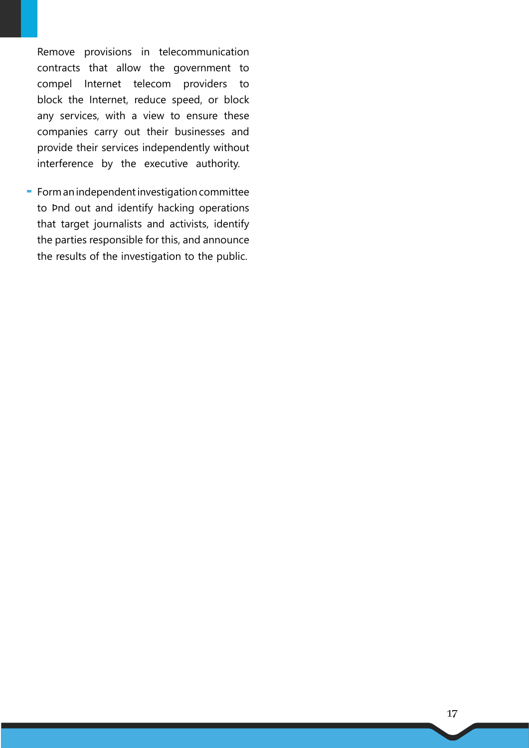Remove provisions in telecommunication contracts that allow the government to compel Internet telecom providers to block the Internet, reduce speed, or block any services, with a view to ensure these companies carry out their businesses and provide their services independently without interference by the executive authority.

- Form an independent investigation committee to Þnd out and identify hacking operations that target journalists and activists, identify the parties responsible for this, and announce the results of the investigation to the public.